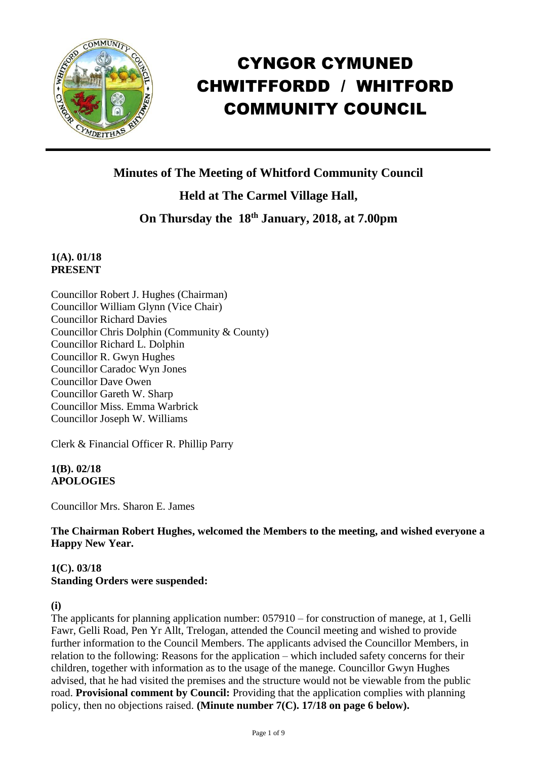# CYNGOR CYMUNED CHWITFFORDD / WHITFORD COMMUNITY COUNCIL

## Minutes of The Meeting of Whitford Community Council

## Held at The Carmel Village Hall,

## On Thursday the 18th January, 2018, at 7.00pm

**1(A). 01/18**
**PRESENT**

Councillor Robert J. Hughes (Chairman)
Councillor William Glynn (Vice Chair)
Councillor Richard Davies
Councillor Chris Dolphin (Community & County)
Councillor Richard L. Dolphin
Councillor R. Gwyn Hughes
Councillor Caradoc Wyn Jones
Councillor Dave Owen
Councillor Gareth W. Sharp
Councillor Miss. Emma Warbrick
Councillor Joseph W. Williams

Clerk & Financial Officer R. Phillip Parry

**1(B). 02/18**
**APOLOGIES**

Councillor Mrs. Sharon E. James

**The Chairman Robert Hughes, welcomed the Members to the meeting, and wished everyone a Happy New Year.**

**1(C). 03/18**
**Standing Orders were suspended:**

**(i)**
The applicants for planning application number: 057910 – for construction of manege, at 1, Gelli Fawr, Gelli Road, Pen Yr Allt, Trelogan, attended the Council meeting and wished to provide further information to the Council Members. The applicants advised the Councillor Members, in relation to the following: Reasons for the application – which included safety concerns for their children, together with information as to the usage of the manege. Councillor Gwyn Hughes advised, that he had visited the premises and the structure would not be viewable from the public road. **Provisional comment by Council:** Providing that the application complies with planning policy, then no objections raised. **(Minute number 7(C). 17/18 on page 6 below).**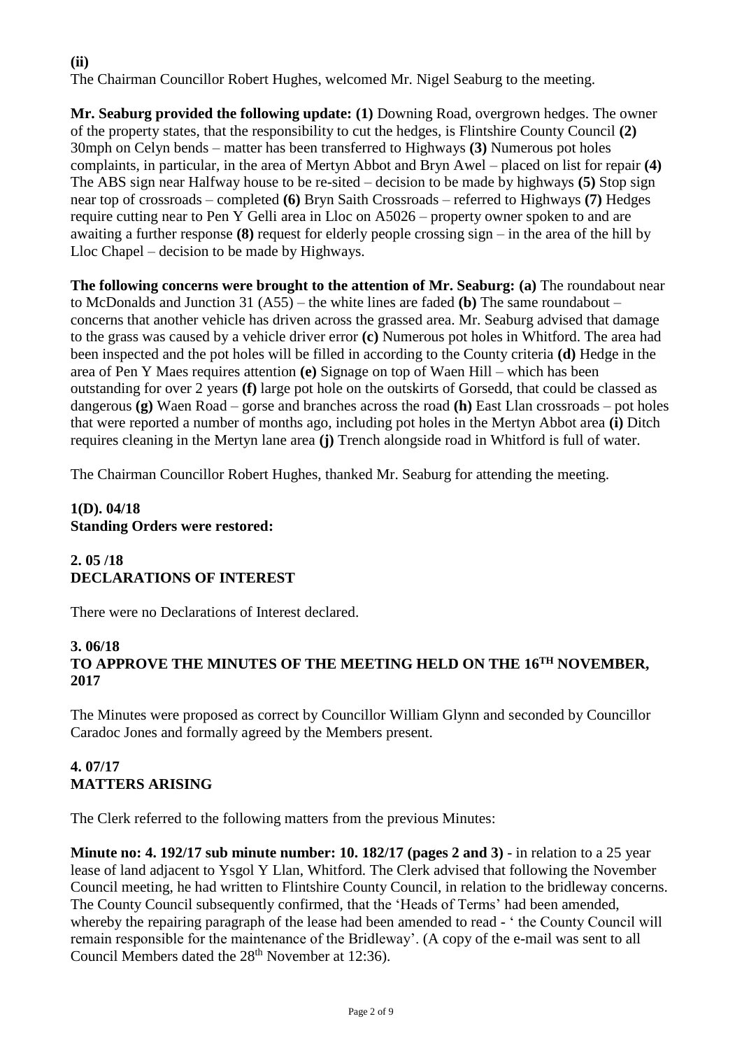**(ii)**
The Chairman Councillor Robert Hughes, welcomed Mr. Nigel Seaburg to the meeting.

**Mr. Seaburg provided the following update: (1)** Downing Road, overgrown hedges. The owner of the property states, that the responsibility to cut the hedges, is Flintshire County Council **(2)** 30mph on Celyn bends – matter has been transferred to Highways **(3)** Numerous pot holes complaints, in particular, in the area of Mertyn Abbot and Bryn Awel – placed on list for repair **(4)** The ABS sign near Halfway house to be re-sited – decision to be made by highways **(5)** Stop sign near top of crossroads – completed **(6)** Bryn Saith Crossroads – referred to Highways **(7)** Hedges require cutting near to Pen Y Gelli area in Lloc on A5026 – property owner spoken to and are awaiting a further response **(8)** request for elderly people crossing sign – in the area of the hill by Lloc Chapel – decision to be made by Highways.

**The following concerns were brought to the attention of Mr. Seaburg: (a)** The roundabout near to McDonalds and Junction 31 (A55) – the white lines are faded **(b)** The same roundabout – concerns that another vehicle has driven across the grassed area. Mr. Seaburg advised that damage to the grass was caused by a vehicle driver error **(c)** Numerous pot holes in Whitford. The area had been inspected and the pot holes will be filled in according to the County criteria **(d)** Hedge in the area of Pen Y Maes requires attention **(e)** Signage on top of Waen Hill – which has been outstanding for over 2 years **(f)** large pot hole on the outskirts of Gorsedd, that could be classed as dangerous **(g)** Waen Road – gorse and branches across the road **(h)** East Llan crossroads – pot holes that were reported a number of months ago, including pot holes in the Mertyn Abbot area **(i)** Ditch requires cleaning in the Mertyn lane area **(j)** Trench alongside road in Whitford is full of water.

The Chairman Councillor Robert Hughes, thanked Mr. Seaburg for attending the meeting.

**1(D). 04/18**
**Standing Orders were restored:**

**2. 05 /18**
**DECLARATIONS OF INTEREST**

There were no Declarations of Interest declared.

**3. 06/18**
**TO APPROVE THE MINUTES OF THE MEETING HELD ON THE 16TH NOVEMBER, 2017**

The Minutes were proposed as correct by Councillor William Glynn and seconded by Councillor Caradoc Jones and formally agreed by the Members present.

**4. 07/17**
**MATTERS ARISING**

The Clerk referred to the following matters from the previous Minutes:

**Minute no: 4. 192/17 sub minute number: 10. 182/17 (pages 2 and 3)** - in relation to a 25 year lease of land adjacent to Ysgol Y Llan, Whitford. The Clerk advised that following the November Council meeting, he had written to Flintshire County Council, in relation to the bridleway concerns. The County Council subsequently confirmed, that the 'Heads of Terms' had been amended, whereby the repairing paragraph of the lease had been amended to read - ' the County Council will remain responsible for the maintenance of the Bridleway'. (A copy of the e-mail was sent to all Council Members dated the 28th November at 12:36).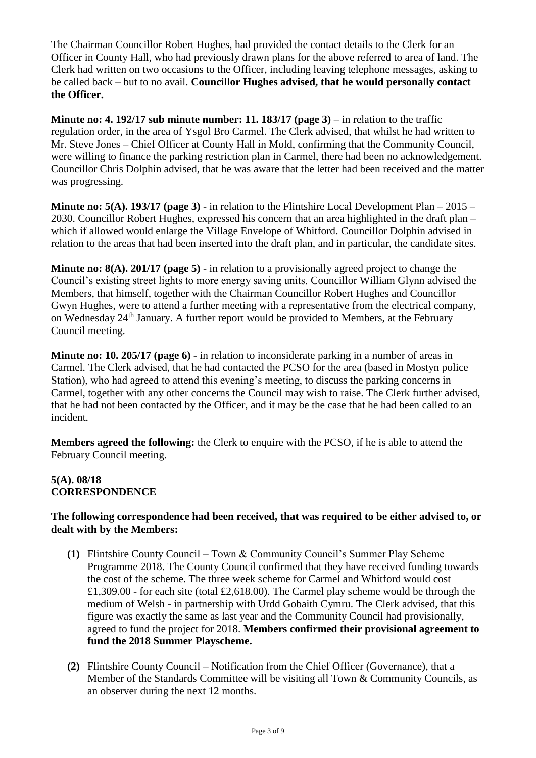The Chairman Councillor Robert Hughes, had provided the contact details to the Clerk for an Officer in County Hall, who had previously drawn plans for the above referred to area of land. The Clerk had written on two occasions to the Officer, including leaving telephone messages, asking to be called back – but to no avail. **Councillor Hughes advised, that he would personally contact the Officer.**

**Minute no: 4. 192/17 sub minute number: 11. 183/17 (page 3)** – in relation to the traffic regulation order, in the area of Ysgol Bro Carmel. The Clerk advised, that whilst he had written to Mr. Steve Jones – Chief Officer at County Hall in Mold, confirming that the Community Council, were willing to finance the parking restriction plan in Carmel, there had been no acknowledgement. Councillor Chris Dolphin advised, that he was aware that the letter had been received and the matter was progressing.

**Minute no: 5(A). 193/17 (page 3)** - in relation to the Flintshire Local Development Plan – 2015 – 2030. Councillor Robert Hughes, expressed his concern that an area highlighted in the draft plan – which if allowed would enlarge the Village Envelope of Whitford. Councillor Dolphin advised in relation to the areas that had been inserted into the draft plan, and in particular, the candidate sites.

**Minute no: 8(A). 201/17 (page 5)** - in relation to a provisionally agreed project to change the Council's existing street lights to more energy saving units. Councillor William Glynn advised the Members, that himself, together with the Chairman Councillor Robert Hughes and Councillor Gwyn Hughes, were to attend a further meeting with a representative from the electrical company, on Wednesday 24th January. A further report would be provided to Members, at the February Council meeting.

**Minute no: 10. 205/17 (page 6)** - in relation to inconsiderate parking in a number of areas in Carmel. The Clerk advised, that he had contacted the PCSO for the area (based in Mostyn police Station), who had agreed to attend this evening's meeting, to discuss the parking concerns in Carmel, together with any other concerns the Council may wish to raise. The Clerk further advised, that he had not been contacted by the Officer, and it may be the case that he had been called to an incident.

**Members agreed the following:** the Clerk to enquire with the PCSO, if he is able to attend the February Council meeting.

**5(A). 08/18**
**CORRESPONDENCE**

**The following correspondence had been received, that was required to be either advised to, or dealt with by the Members:**

**(1)** Flintshire County Council – Town & Community Council's Summer Play Scheme Programme 2018. The County Council confirmed that they have received funding towards the cost of the scheme. The three week scheme for Carmel and Whitford would cost £1,309.00 - for each site (total £2,618.00). The Carmel play scheme would be through the medium of Welsh - in partnership with Urdd Gobaith Cymru. The Clerk advised, that this figure was exactly the same as last year and the Community Council had provisionally, agreed to fund the project for 2018. **Members confirmed their provisional agreement to fund the 2018 Summer Playscheme.**

**(2)** Flintshire County Council – Notification from the Chief Officer (Governance), that a Member of the Standards Committee will be visiting all Town & Community Councils, as an observer during the next 12 months.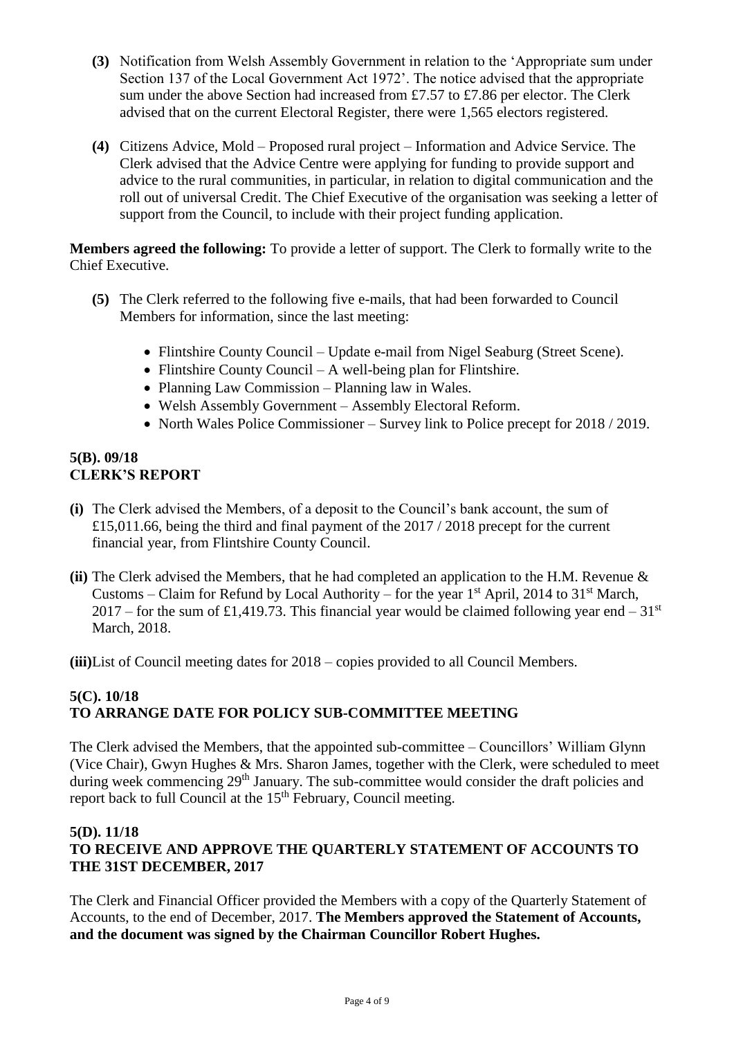**(3)** Notification from Welsh Assembly Government in relation to the 'Appropriate sum under Section 137 of the Local Government Act 1972'. The notice advised that the appropriate sum under the above Section had increased from £7.57 to £7.86 per elector. The Clerk advised that on the current Electoral Register, there were 1,565 electors registered.

**(4)** Citizens Advice, Mold – Proposed rural project – Information and Advice Service. The Clerk advised that the Advice Centre were applying for funding to provide support and advice to the rural communities, in particular, in relation to digital communication and the roll out of universal Credit. The Chief Executive of the organisation was seeking a letter of support from the Council, to include with their project funding application.

**Members agreed the following:** To provide a letter of support. The Clerk to formally write to the Chief Executive.

**(5)** The Clerk referred to the following five e-mails, that had been forwarded to Council Members for information, since the last meeting:

- Flintshire County Council – Update e-mail from Nigel Seaburg (Street Scene).
- Flintshire County Council – A well-being plan for Flintshire.
- Planning Law Commission – Planning law in Wales.
- Welsh Assembly Government – Assembly Electoral Reform.
- North Wales Police Commissioner – Survey link to Police precept for 2018 / 2019.

## 5(B). 09/18
## CLERK'S REPORT

**(i)** The Clerk advised the Members, of a deposit to the Council's bank account, the sum of £15,011.66, being the third and final payment of the 2017 / 2018 precept for the current financial year, from Flintshire County Council.

**(ii)** The Clerk advised the Members, that he had completed an application to the H.M. Revenue & Customs – Claim for Refund by Local Authority – for the year 1st April, 2014 to 31st March, 2017 – for the sum of £1,419.73. This financial year would be claimed following year end – 31st March, 2018.

**(iii)** List of Council meeting dates for 2018 – copies provided to all Council Members.

## 5(C). 10/18
## TO ARRANGE DATE FOR POLICY SUB-COMMITTEE MEETING

The Clerk advised the Members, that the appointed sub-committee – Councillors' William Glynn (Vice Chair), Gwyn Hughes & Mrs. Sharon James, together with the Clerk, were scheduled to meet during week commencing 29th January. The sub-committee would consider the draft policies and report back to full Council at the 15th February, Council meeting.

## 5(D). 11/18
## TO RECEIVE AND APPROVE THE QUARTERLY STATEMENT OF ACCOUNTS TO THE 31ST DECEMBER, 2017

The Clerk and Financial Officer provided the Members with a copy of the Quarterly Statement of Accounts, to the end of December, 2017. **The Members approved the Statement of Accounts, and the document was signed by the Chairman Councillor Robert Hughes.**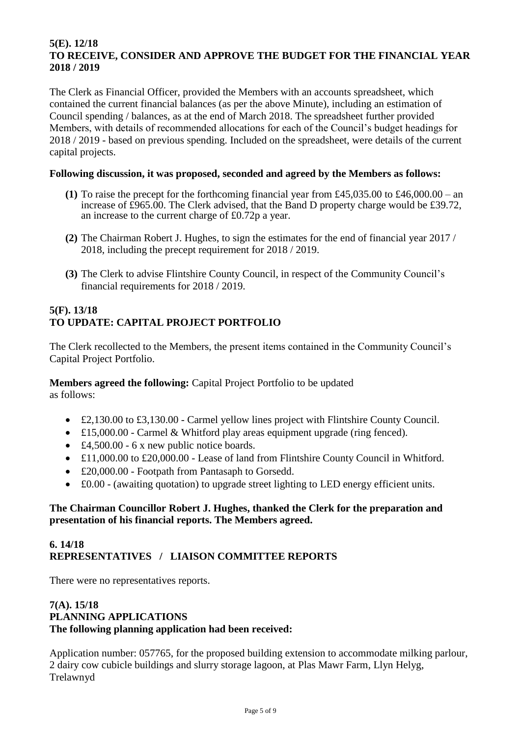### 5(E). 12/18
### TO RECEIVE, CONSIDER AND APPROVE THE BUDGET FOR THE FINANCIAL YEAR 2018 / 2019

The Clerk as Financial Officer, provided the Members with an accounts spreadsheet, which contained the current financial balances (as per the above Minute), including an estimation of Council spending / balances, as at the end of March 2018. The spreadsheet further provided Members, with details of recommended allocations for each of the Council's budget headings for 2018 / 2019 - based on previous spending. Included on the spreadsheet, were details of the current capital projects.

**Following discussion, it was proposed, seconded and agreed by the Members as follows:**

**(1)** To raise the precept for the forthcoming financial year from £45,035.00 to £46,000.00 – an increase of £965.00. The Clerk advised, that the Band D property charge would be £39.72, an increase to the current charge of £0.72p a year.

**(2)** The Chairman Robert J. Hughes, to sign the estimates for the end of financial year 2017 / 2018, including the precept requirement for 2018 / 2019.

**(3)** The Clerk to advise Flintshire County Council, in respect of the Community Council's financial requirements for 2018 / 2019.

### 5(F). 13/18
### TO UPDATE: CAPITAL PROJECT PORTFOLIO

The Clerk recollected to the Members, the present items contained in the Community Council's Capital Project Portfolio.

**Members agreed the following:** Capital Project Portfolio to be updated as follows:

- £2,130.00 to £3,130.00 - Carmel yellow lines project with Flintshire County Council.
- £15,000.00 - Carmel & Whitford play areas equipment upgrade (ring fenced).
- £4,500.00 - 6 x new public notice boards.
- £11,000.00 to £20,000.00 - Lease of land from Flintshire County Council in Whitford.
- £20,000.00 - Footpath from Pantasaph to Gorsedd.
- £0.00 - (awaiting quotation) to upgrade street lighting to LED energy efficient units.

**The Chairman Councillor Robert J. Hughes, thanked the Clerk for the preparation and presentation of his financial reports. The Members agreed.**

### 6. 14/18
### REPRESENTATIVES / LIAISON COMMITTEE REPORTS

There were no representatives reports.

### 7(A). 15/18
### PLANNING APPLICATIONS
**The following planning application had been received:**

Application number: 057765, for the proposed building extension to accommodate milking parlour, 2 dairy cow cubicle buildings and slurry storage lagoon, at Plas Mawr Farm, Llyn Helyg, Trelawnyd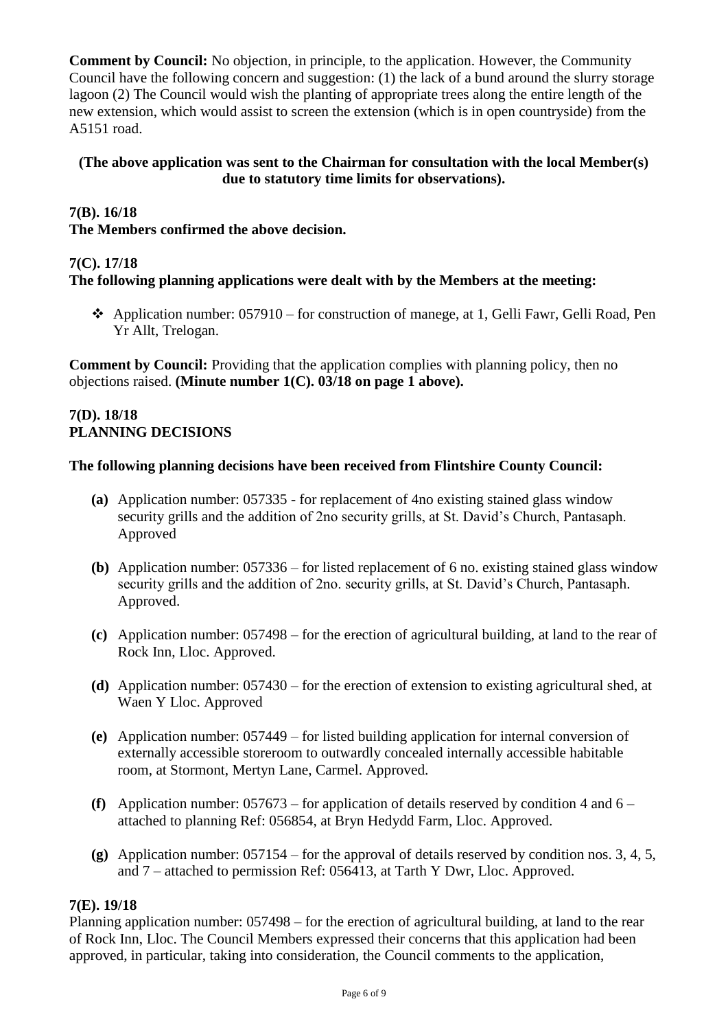**Comment by Council:** No objection, in principle, to the application. However, the Community Council have the following concern and suggestion: (1) the lack of a bund around the slurry storage lagoon (2) The Council would wish the planting of appropriate trees along the entire length of the new extension, which would assist to screen the extension (which is in open countryside) from the A5151 road.

**(The above application was sent to the Chairman for consultation with the local Member(s) due to statutory time limits for observations).**

**7(B). 16/18**
**The Members confirmed the above decision.**

**7(C). 17/18**
**The following planning applications were dealt with by the Members at the meeting:**

- Application number: 057910 – for construction of manege, at 1, Gelli Fawr, Gelli Road, Pen Yr Allt, Trelogan.

**Comment by Council:** Providing that the application complies with planning policy, then no objections raised. **(Minute number 1(C). 03/18 on page 1 above).**

**7(D). 18/18**
**PLANNING DECISIONS**

**The following planning decisions have been received from Flintshire County Council:**

**(a)** Application number: 057335 - for replacement of 4no existing stained glass window security grills and the addition of 2no security grills, at St. David's Church, Pantasaph. Approved

**(b)** Application number: 057336 – for listed replacement of 6 no. existing stained glass window security grills and the addition of 2no. security grills, at St. David's Church, Pantasaph. Approved.

**(c)** Application number: 057498 – for the erection of agricultural building, at land to the rear of Rock Inn, Lloc. Approved.

**(d)** Application number: 057430 – for the erection of extension to existing agricultural shed, at Waen Y Lloc. Approved

**(e)** Application number: 057449 – for listed building application for internal conversion of externally accessible storeroom to outwardly concealed internally accessible habitable room, at Stormont, Mertyn Lane, Carmel. Approved.

**(f)** Application number: 057673 – for application of details reserved by condition 4 and 6 – attached to planning Ref: 056854, at Bryn Hedydd Farm, Lloc. Approved.

**(g)** Application number: 057154 – for the approval of details reserved by condition nos. 3, 4, 5, and 7 – attached to permission Ref: 056413, at Tarth Y Dwr, Lloc. Approved.

**7(E). 19/18**
Planning application number: 057498 – for the erection of agricultural building, at land to the rear of Rock Inn, Lloc. The Council Members expressed their concerns that this application had been approved, in particular, taking into consideration, the Council comments to the application,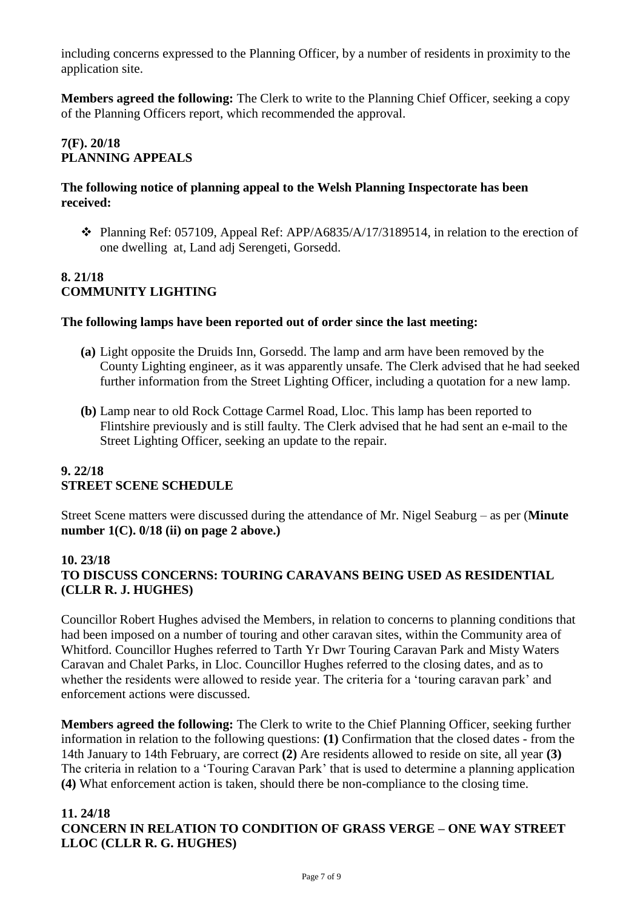including concerns expressed to the Planning Officer, by a number of residents in proximity to the application site.

**Members agreed the following:** The Clerk to write to the Planning Chief Officer, seeking a copy of the Planning Officers report, which recommended the approval.

### 7(F). 20/18
### PLANNING APPEALS

**The following notice of planning appeal to the Welsh Planning Inspectorate has been received:**

- Planning Ref: 057109, Appeal Ref: APP/A6835/A/17/3189514, in relation to the erection of one dwelling at, Land adj Serengeti, Gorsedd.

### 8. 21/18
### COMMUNITY LIGHTING

**The following lamps have been reported out of order since the last meeting:**

- **(a)** Light opposite the Druids Inn, Gorsedd. The lamp and arm have been removed by the County Lighting engineer, as it was apparently unsafe. The Clerk advised that he had seeked further information from the Street Lighting Officer, including a quotation for a new lamp.
- **(b)** Lamp near to old Rock Cottage Carmel Road, Lloc. This lamp has been reported to Flintshire previously and is still faulty. The Clerk advised that he had sent an e-mail to the Street Lighting Officer, seeking an update to the repair.

### 9. 22/18
### STREET SCENE SCHEDULE

Street Scene matters were discussed during the attendance of Mr. Nigel Seaburg – as per (**Minute number 1(C). 0/18 (ii) on page 2 above.)**

### 10. 23/18
### TO DISCUSS CONCERNS: TOURING CARAVANS BEING USED AS RESIDENTIAL (CLLR R. J. HUGHES)

Councillor Robert Hughes advised the Members, in relation to concerns to planning conditions that had been imposed on a number of touring and other caravan sites, within the Community area of Whitford. Councillor Hughes referred to Tarth Yr Dwr Touring Caravan Park and Misty Waters Caravan and Chalet Parks, in Lloc. Councillor Hughes referred to the closing dates, and as to whether the residents were allowed to reside year. The criteria for a 'touring caravan park' and enforcement actions were discussed.

**Members agreed the following:** The Clerk to write to the Chief Planning Officer, seeking further information in relation to the following questions: **(1)** Confirmation that the closed dates - from the 14th January to 14th February, are correct **(2)** Are residents allowed to reside on site, all year **(3)** The criteria in relation to a 'Touring Caravan Park' that is used to determine a planning application **(4)** What enforcement action is taken, should there be non-compliance to the closing time.

### 11. 24/18
### CONCERN IN RELATION TO CONDITION OF GRASS VERGE – ONE WAY STREET LLOC (CLLR R. G. HUGHES)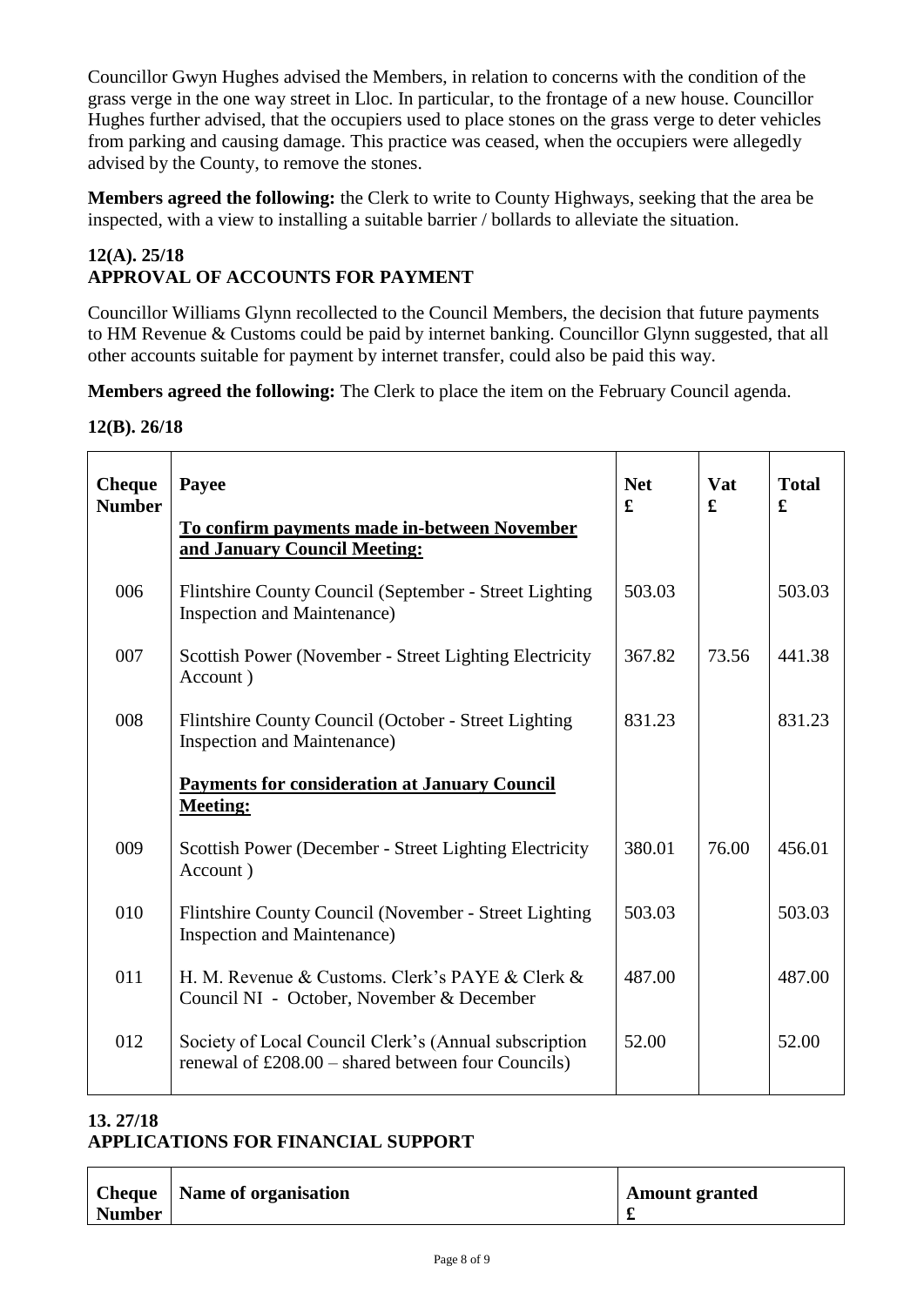Councillor Gwyn Hughes advised the Members, in relation to concerns with the condition of the grass verge in the one way street in Lloc. In particular, to the frontage of a new house. Councillor Hughes further advised, that the occupiers used to place stones on the grass verge to deter vehicles from parking and causing damage. This practice was ceased, when the occupiers were allegedly advised by the County, to remove the stones.

**Members agreed the following:** the Clerk to write to County Highways, seeking that the area be inspected, with a view to installing a suitable barrier / bollards to alleviate the situation.

### 12(A). 25/18
### APPROVAL OF ACCOUNTS FOR PAYMENT

Councillor Williams Glynn recollected to the Council Members, the decision that future payments to HM Revenue & Customs could be paid by internet banking. Councillor Glynn suggested, that all other accounts suitable for payment by internet transfer, could also be paid this way.

**Members agreed the following:** The Clerk to place the item on the February Council agenda.

### 12(B). 26/18

| Cheque Number | Payee | Net £ | Vat £ | Total £ |
|---|---|---|---|---|
| | **<u>To confirm payments made in-between November and January Council Meeting:</u>** | | | |
| 006 | Flintshire County Council (September - Street Lighting Inspection and Maintenance) | 503.03 | | 503.03 |
| 007 | Scottish Power (November - Street Lighting Electricity Account ) | 367.82 | 73.56 | 441.38 |
| 008 | Flintshire County Council (October - Street Lighting Inspection and Maintenance) | 831.23 | | 831.23 |
| | **<u>Payments for consideration at January Council Meeting:</u>** | | | |
| 009 | Scottish Power (December - Street Lighting Electricity Account ) | 380.01 | 76.00 | 456.01 |
| 010 | Flintshire County Council (November - Street Lighting Inspection and Maintenance) | 503.03 | | 503.03 |
| 011 | H. M. Revenue & Customs. Clerk's PAYE & Clerk & Council NI - October, November & December | 487.00 | | 487.00 |
| 012 | Society of Local Council Clerk's (Annual subscription renewal of £208.00 – shared between four Councils) | 52.00 | | 52.00 |

### 13. 27/18
### APPLICATIONS FOR FINANCIAL SUPPORT

| Cheque Number | Name of organisation | Amount granted £ |
|---|---|---|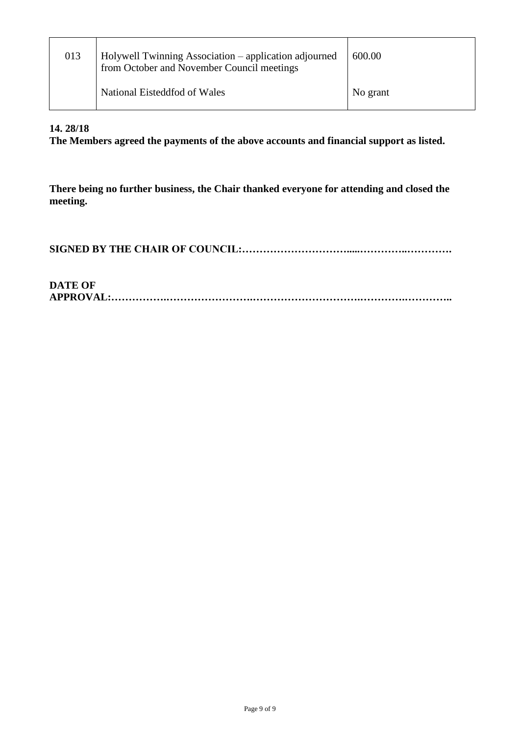| | | |
|---|---|---|
| 013 | Holywell Twinning Association – application adjourned from October and November Council meetings | 600.00 |
| | National Eisteddfod of Wales | No grant |

**14. 28/18**
**The Members agreed the payments of the above accounts and financial support as listed.**

**There being no further business, the Chair thanked everyone for attending and closed the meeting.**

**SIGNED BY THE CHAIR OF COUNCIL:……………………………....…………..………….**

**DATE OF APPROVAL:……………..…………………….………………………….……….…………..**